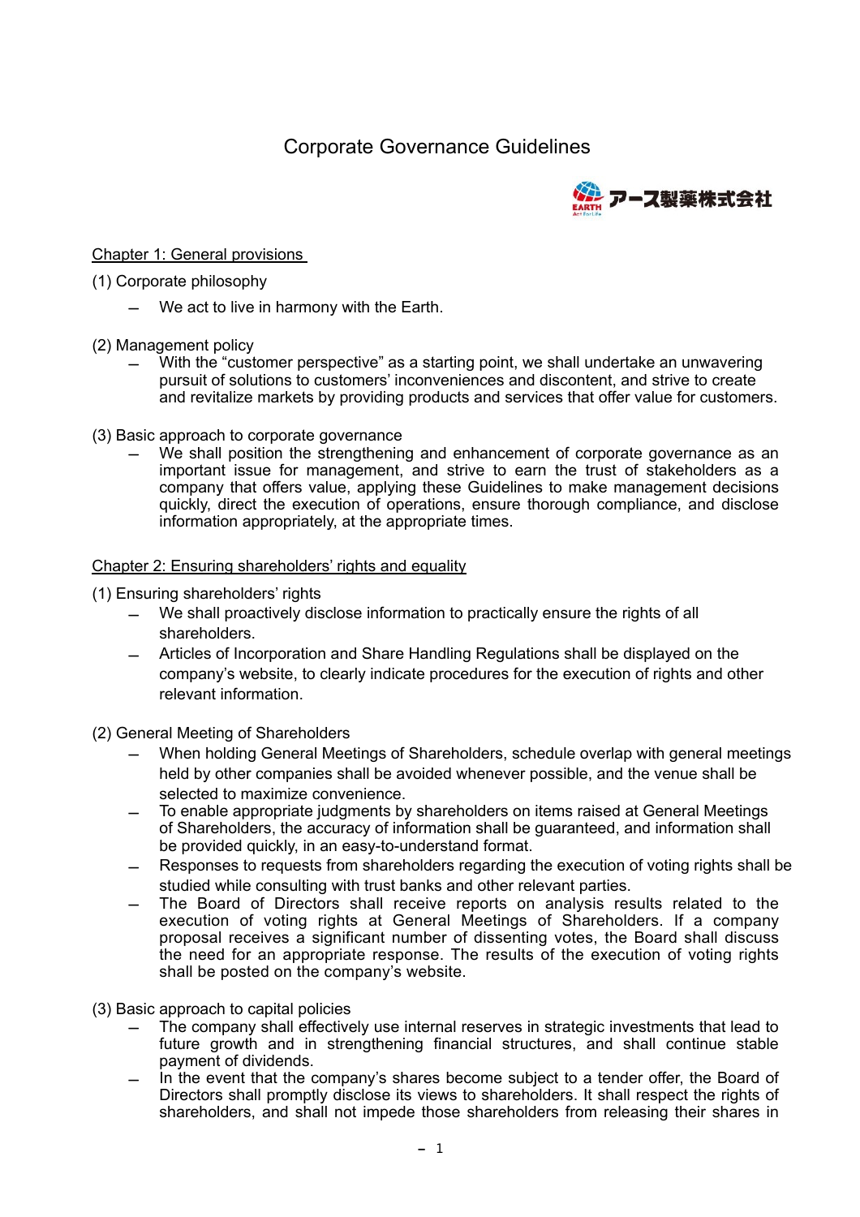# Corporate Governance Guidelines

アース製薬株式会社

## Chapter 1: General provisions

(1) Corporate philosophy

- We act to live in harmony with the Earth.

(2) Management policy

- With the "customer perspective" as a starting point, we shall undertake an unwavering pursuit of solutions to customers' inconveniences and discontent, and strive to create and revitalize markets by providing products and services that offer value for customers.

(3) Basic approach to corporate governance

- We shall position the strengthening and enhancement of corporate governance as an important issue for management, and strive to earn the trust of stakeholders as a company that offers value, applying these Guidelines to make management decisions quickly, direct the execution of operations, ensure thorough compliance, and disclose information appropriately, at the appropriate times.

## Chapter 2: Ensuring shareholders' rights and equality

(1) Ensuring shareholders' rights

- We shall proactively disclose information to practically ensure the rights of all shareholders.
- Articles of Incorporation and Share Handling Regulations shall be displayed on the company's website, to clearly indicate procedures for the execution of rights and other relevant information.

(2) General Meeting of Shareholders

- When holding General Meetings of Shareholders, schedule overlap with general meetings held by other companies shall be avoided whenever possible, and the venue shall be selected to maximize convenience.
- To enable appropriate judgments by shareholders on items raised at General Meetings of Shareholders, the accuracy of information shall be guaranteed, and information shall be provided quickly, in an easy-to-understand format.
- Responses to requests from shareholders regarding the execution of voting rights shall be studied while consulting with trust banks and other relevant parties.
- The Board of Directors shall receive reports on analysis results related to the execution of voting rights at General Meetings of Shareholders. If a company proposal receives a significant number of dissenting votes, the Board shall discuss the need for an appropriate response. The results of the execution of voting rights shall be posted on the company's website.

(3) Basic approach to capital policies

- The company shall effectively use internal reserves in strategic investments that lead to future growth and in strengthening financial structures, and shall continue stable payment of dividends.
- In the event that the company's shares become subject to a tender offer, the Board of Directors shall promptly disclose its views to shareholders. It shall respect the rights of shareholders, and shall not impede those shareholders from releasing their shares in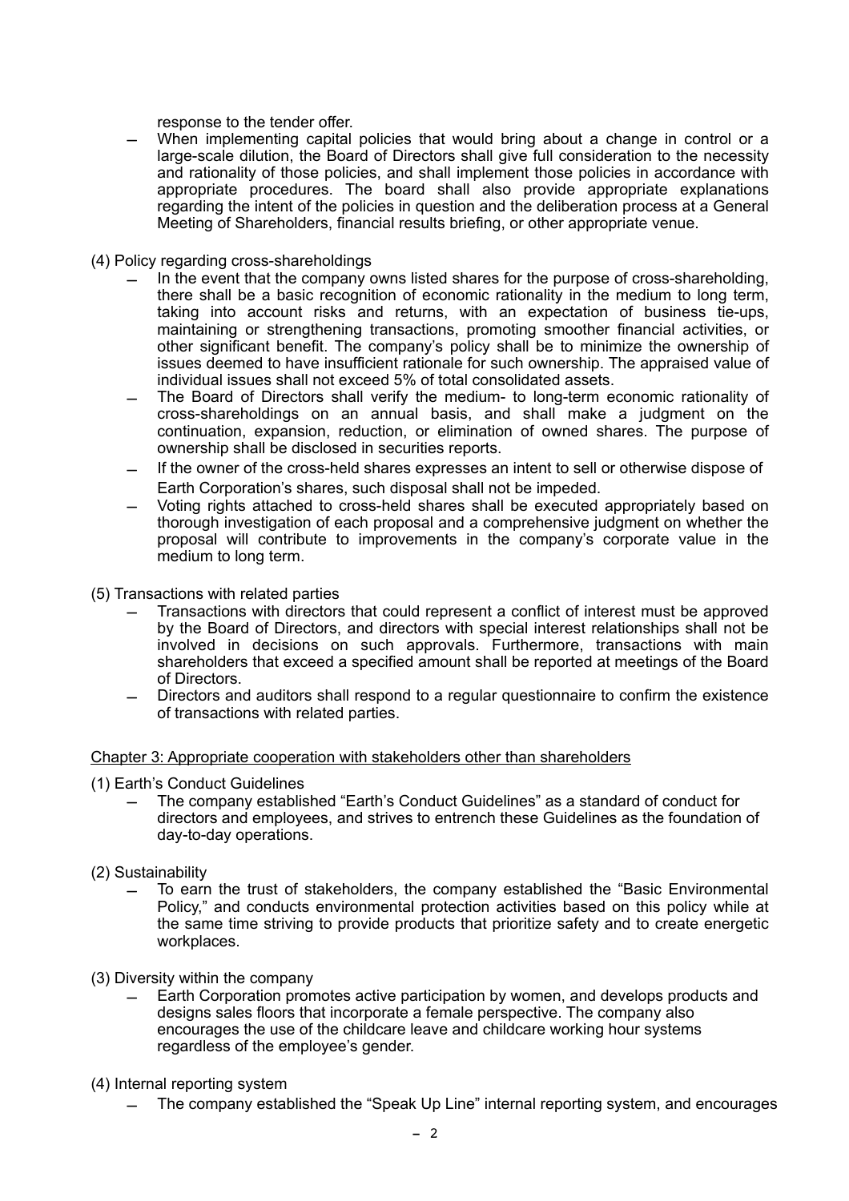response to the tender offer.

- When implementing capital policies that would bring about a change in control or a large-scale dilution, the Board of Directors shall give full consideration to the necessity and rationality of those policies, and shall implement those policies in accordance with appropriate procedures. The board shall also provide appropriate explanations regarding the intent of the policies in question and the deliberation process at a General Meeting of Shareholders, financial results briefing, or other appropriate venue.

(4) Policy regarding cross-shareholdings

- In the event that the company owns listed shares for the purpose of cross-shareholding, there shall be a basic recognition of economic rationality in the medium to long term, taking into account risks and returns, with an expectation of business tie-ups, maintaining or strengthening transactions, promoting smoother financial activities, or other significant benefit. The company's policy shall be to minimize the ownership of issues deemed to have insufficient rationale for such ownership. The appraised value of individual issues shall not exceed 5% of total consolidated assets.
- The Board of Directors shall verify the medium- to long-term economic rationality of cross-shareholdings on an annual basis, and shall make a judgment on the continuation, expansion, reduction, or elimination of owned shares. The purpose of ownership shall be disclosed in securities reports.
- If the owner of the cross-held shares expresses an intent to sell or otherwise dispose of Earth Corporation's shares, such disposal shall not be impeded.
- Voting rights attached to cross-held shares shall be executed appropriately based on thorough investigation of each proposal and a comprehensive judgment on whether the proposal will contribute to improvements in the company's corporate value in the medium to long term.

(5) Transactions with related parties

- Transactions with directors that could represent a conflict of interest must be approved by the Board of Directors, and directors with special interest relationships shall not be involved in decisions on such approvals. Furthermore, transactions with main shareholders that exceed a specified amount shall be reported at meetings of the Board of Directors.
- Directors and auditors shall respond to a regular questionnaire to confirm the existence of transactions with related parties.

## Chapter 3: Appropriate cooperation with stakeholders other than shareholders

(1) Earth's Conduct Guidelines

- The company established "Earth's Conduct Guidelines" as a standard of conduct for directors and employees, and strives to entrench these Guidelines as the foundation of day-to-day operations.

(2) Sustainability

- To earn the trust of stakeholders, the company established the "Basic Environmental Policy," and conducts environmental protection activities based on this policy while at the same time striving to provide products that prioritize safety and to create energetic workplaces.

(3) Diversity within the company

- Earth Corporation promotes active participation by women, and develops products and designs sales floors that incorporate a female perspective. The company also encourages the use of the childcare leave and childcare working hour systems regardless of the employee's gender.

(4) Internal reporting system

- The company established the "Speak Up Line" internal reporting system, and encourages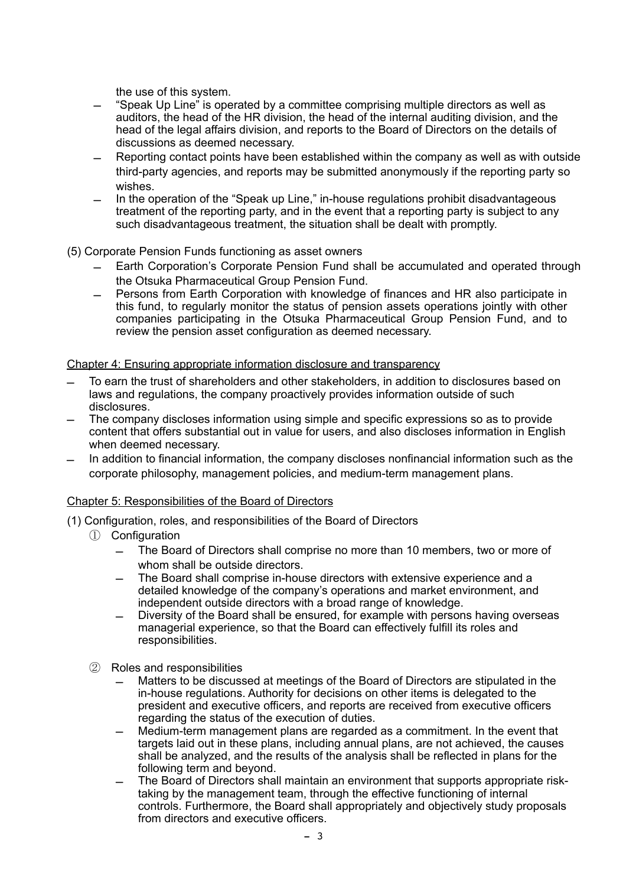the use of this system.

- "Speak Up Line" is operated by a committee comprising multiple directors as well as auditors, the head of the HR division, the head of the internal auditing division, and the head of the legal affairs division, and reports to the Board of Directors on the details of discussions as deemed necessary.
- Reporting contact points have been established within the company as well as with outside third-party agencies, and reports may be submitted anonymously if the reporting party so wishes.
- In the operation of the "Speak up Line," in-house regulations prohibit disadvantageous treatment of the reporting party, and in the event that a reporting party is subject to any such disadvantageous treatment, the situation shall be dealt with promptly.

(5) Corporate Pension Funds functioning as asset owners

- Earth Corporation's Corporate Pension Fund shall be accumulated and operated through the Otsuka Pharmaceutical Group Pension Fund.
- Persons from Earth Corporation with knowledge of finances and HR also participate in this fund, to regularly monitor the status of pension assets operations jointly with other companies participating in the Otsuka Pharmaceutical Group Pension Fund, and to review the pension asset configuration as deemed necessary.

## Chapter 4: Ensuring appropriate information disclosure and transparency

- To earn the trust of shareholders and other stakeholders, in addition to disclosures based on laws and regulations, the company proactively provides information outside of such disclosures.
- The company discloses information using simple and specific expressions so as to provide content that offers substantial out in value for users, and also discloses information in English when deemed necessary.
- In addition to financial information, the company discloses nonfinancial information such as the corporate philosophy, management policies, and medium-term management plans.

## Chapter 5: Responsibilities of the Board of Directors

(1) Configuration, roles, and responsibilities of the Board of Directors

① Configuration

- The Board of Directors shall comprise no more than 10 members, two or more of whom shall be outside directors.
- The Board shall comprise in-house directors with extensive experience and a detailed knowledge of the company's operations and market environment, and independent outside directors with a broad range of knowledge.
- Diversity of the Board shall be ensured, for example with persons having overseas managerial experience, so that the Board can effectively fulfill its roles and responsibilities.

② Roles and responsibilities

- Matters to be discussed at meetings of the Board of Directors are stipulated in the in-house regulations. Authority for decisions on other items is delegated to the president and executive officers, and reports are received from executive officers regarding the status of the execution of duties.
- Medium-term management plans are regarded as a commitment. In the event that targets laid out in these plans, including annual plans, are not achieved, the causes shall be analyzed, and the results of the analysis shall be reflected in plans for the following term and beyond.
- The Board of Directors shall maintain an environment that supports appropriate risk-taking by the management team, through the effective functioning of internal controls. Furthermore, the Board shall appropriately and objectively study proposals from directors and executive officers.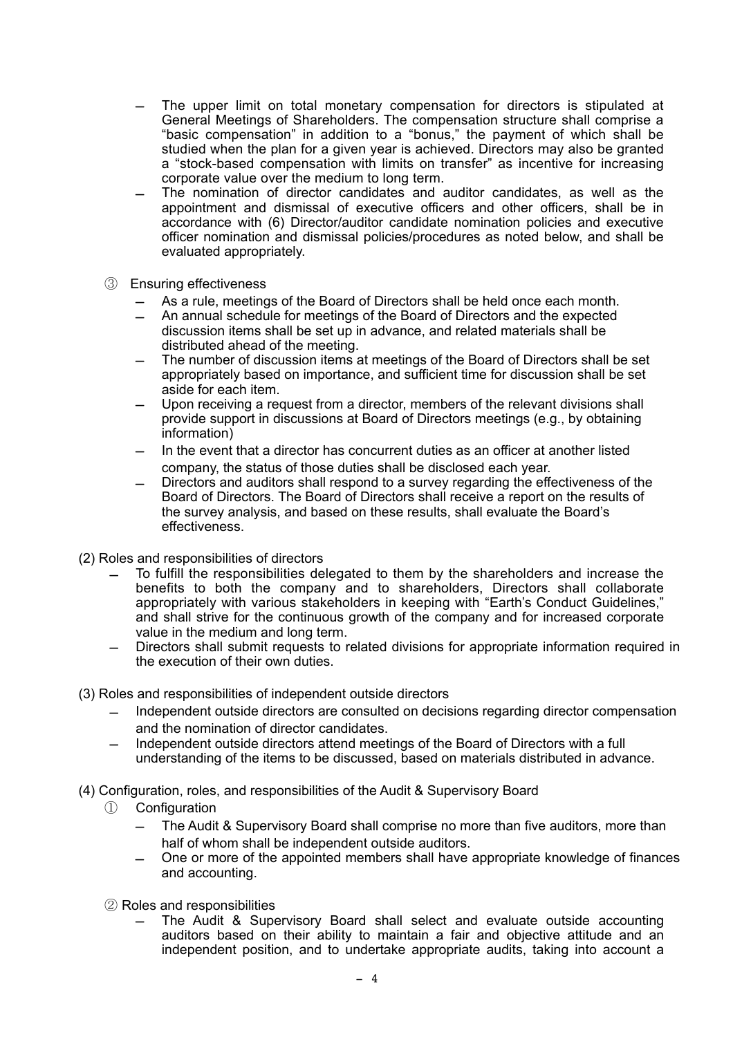- The upper limit on total monetary compensation for directors is stipulated at General Meetings of Shareholders. The compensation structure shall comprise a "basic compensation" in addition to a "bonus," the payment of which shall be studied when the plan for a given year is achieved. Directors may also be granted a "stock-based compensation with limits on transfer" as incentive for increasing corporate value over the medium to long term.
- The nomination of director candidates and auditor candidates, as well as the appointment and dismissal of executive officers and other officers, shall be in accordance with (6) Director/auditor candidate nomination policies and executive officer nomination and dismissal policies/procedures as noted below, and shall be evaluated appropriately.

③ Ensuring effectiveness

- As a rule, meetings of the Board of Directors shall be held once each month.
- An annual schedule for meetings of the Board of Directors and the expected discussion items shall be set up in advance, and related materials shall be distributed ahead of the meeting.
- The number of discussion items at meetings of the Board of Directors shall be set appropriately based on importance, and sufficient time for discussion shall be set aside for each item.
- Upon receiving a request from a director, members of the relevant divisions shall provide support in discussions at Board of Directors meetings (e.g., by obtaining information)
- In the event that a director has concurrent duties as an officer at another listed company, the status of those duties shall be disclosed each year.
- Directors and auditors shall respond to a survey regarding the effectiveness of the Board of Directors. The Board of Directors shall receive a report on the results of the survey analysis, and based on these results, shall evaluate the Board's effectiveness.

(2) Roles and responsibilities of directors

- To fulfill the responsibilities delegated to them by the shareholders and increase the benefits to both the company and to shareholders, Directors shall collaborate appropriately with various stakeholders in keeping with "Earth's Conduct Guidelines," and shall strive for the continuous growth of the company and for increased corporate value in the medium and long term.
- Directors shall submit requests to related divisions for appropriate information required in the execution of their own duties.

(3) Roles and responsibilities of independent outside directors

- Independent outside directors are consulted on decisions regarding director compensation and the nomination of director candidates.
- Independent outside directors attend meetings of the Board of Directors with a full understanding of the items to be discussed, based on materials distributed in advance.

(4) Configuration, roles, and responsibilities of the Audit & Supervisory Board

① Configuration

- The Audit & Supervisory Board shall comprise no more than five auditors, more than half of whom shall be independent outside auditors.
- One or more of the appointed members shall have appropriate knowledge of finances and accounting.

② Roles and responsibilities

- The Audit & Supervisory Board shall select and evaluate outside accounting auditors based on their ability to maintain a fair and objective attitude and an independent position, and to undertake appropriate audits, taking into account a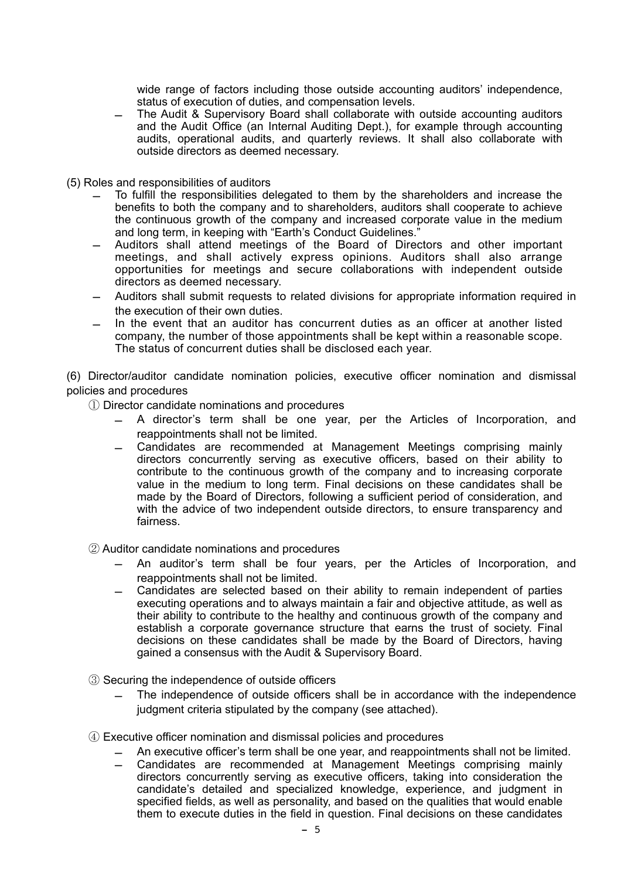wide range of factors including those outside accounting auditors' independence, status of execution of duties, and compensation levels.

- The Audit & Supervisory Board shall collaborate with outside accounting auditors and the Audit Office (an Internal Auditing Dept.), for example through accounting audits, operational audits, and quarterly reviews. It shall also collaborate with outside directors as deemed necessary.

(5) Roles and responsibilities of auditors

- To fulfill the responsibilities delegated to them by the shareholders and increase the benefits to both the company and to shareholders, auditors shall cooperate to achieve the continuous growth of the company and increased corporate value in the medium and long term, in keeping with "Earth's Conduct Guidelines."
- Auditors shall attend meetings of the Board of Directors and other important meetings, and shall actively express opinions. Auditors shall also arrange opportunities for meetings and secure collaborations with independent outside directors as deemed necessary.
- Auditors shall submit requests to related divisions for appropriate information required in the execution of their own duties.
- In the event that an auditor has concurrent duties as an officer at another listed company, the number of those appointments shall be kept within a reasonable scope. The status of concurrent duties shall be disclosed each year.

(6) Director/auditor candidate nomination policies, executive officer nomination and dismissal policies and procedures

① Director candidate nominations and procedures

- A director's term shall be one year, per the Articles of Incorporation, and reappointments shall not be limited.
- Candidates are recommended at Management Meetings comprising mainly directors concurrently serving as executive officers, based on their ability to contribute to the continuous growth of the company and to increasing corporate value in the medium to long term. Final decisions on these candidates shall be made by the Board of Directors, following a sufficient period of consideration, and with the advice of two independent outside directors, to ensure transparency and fairness.

② Auditor candidate nominations and procedures

- An auditor's term shall be four years, per the Articles of Incorporation, and reappointments shall not be limited.
- Candidates are selected based on their ability to remain independent of parties executing operations and to always maintain a fair and objective attitude, as well as their ability to contribute to the healthy and continuous growth of the company and establish a corporate governance structure that earns the trust of society. Final decisions on these candidates shall be made by the Board of Directors, having gained a consensus with the Audit & Supervisory Board.

③ Securing the independence of outside officers

- The independence of outside officers shall be in accordance with the independence judgment criteria stipulated by the company (see attached).

④ Executive officer nomination and dismissal policies and procedures

- An executive officer's term shall be one year, and reappointments shall not be limited.
- Candidates are recommended at Management Meetings comprising mainly directors concurrently serving as executive officers, taking into consideration the candidate's detailed and specialized knowledge, experience, and judgment in specified fields, as well as personality, and based on the qualities that would enable them to execute duties in the field in question. Final decisions on these candidates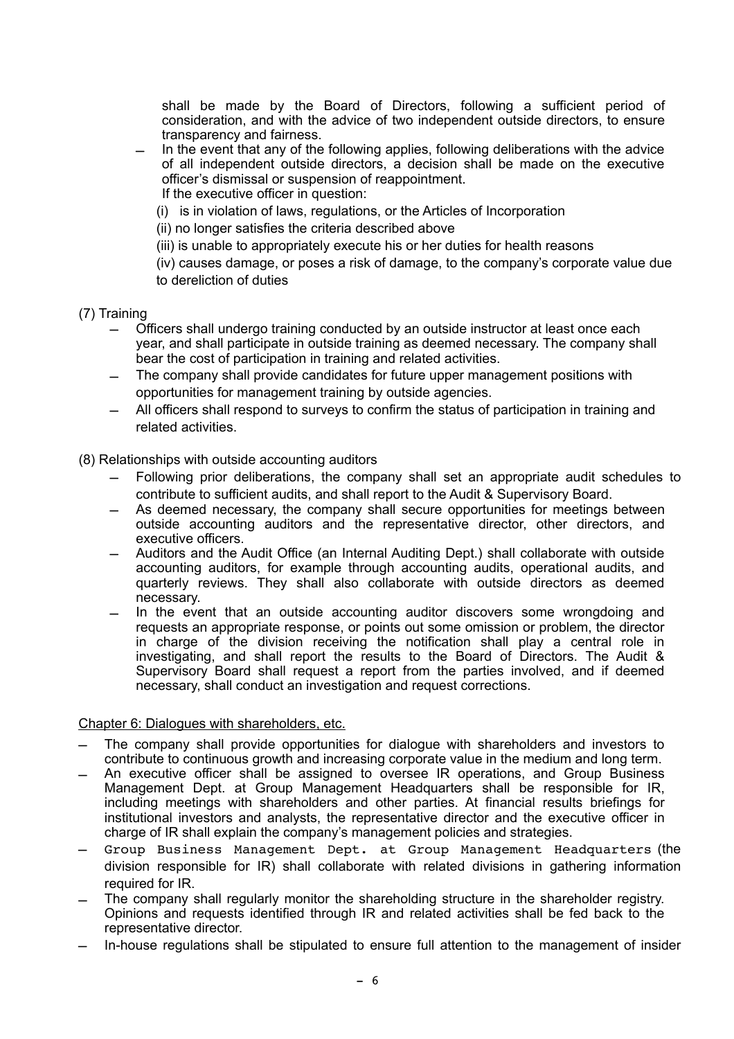shall be made by the Board of Directors, following a sufficient period of consideration, and with the advice of two independent outside directors, to ensure transparency and fairness.

- In the event that any of the following applies, following deliberations with the advice of all independent outside directors, a decision shall be made on the executive officer's dismissal or suspension of reappointment.
  If the executive officer in question:
  (i) is in violation of laws, regulations, or the Articles of Incorporation
  (ii) no longer satisfies the criteria described above
  (iii) is unable to appropriately execute his or her duties for health reasons
  (iv) causes damage, or poses a risk of damage, to the company's corporate value due to dereliction of duties

(7) Training

- Officers shall undergo training conducted by an outside instructor at least once each year, and shall participate in outside training as deemed necessary. The company shall bear the cost of participation in training and related activities.
- The company shall provide candidates for future upper management positions with opportunities for management training by outside agencies.
- All officers shall respond to surveys to confirm the status of participation in training and related activities.

(8) Relationships with outside accounting auditors

- Following prior deliberations, the company shall set an appropriate audit schedules to contribute to sufficient audits, and shall report to the Audit & Supervisory Board.
- As deemed necessary, the company shall secure opportunities for meetings between outside accounting auditors and the representative director, other directors, and executive officers.
- Auditors and the Audit Office (an Internal Auditing Dept.) shall collaborate with outside accounting auditors, for example through accounting audits, operational audits, and quarterly reviews. They shall also collaborate with outside directors as deemed necessary.
- In the event that an outside accounting auditor discovers some wrongdoing and requests an appropriate response, or points out some omission or problem, the director in charge of the division receiving the notification shall play a central role in investigating, and shall report the results to the Board of Directors. The Audit & Supervisory Board shall request a report from the parties involved, and if deemed necessary, shall conduct an investigation and request corrections.

Chapter 6: Dialogues with shareholders, etc.

- The company shall provide opportunities for dialogue with shareholders and investors to contribute to continuous growth and increasing corporate value in the medium and long term.
- An executive officer shall be assigned to oversee IR operations, and Group Business Management Dept. at Group Management Headquarters shall be responsible for IR, including meetings with shareholders and other parties. At financial results briefings for institutional investors and analysts, the representative director and the executive officer in charge of IR shall explain the company's management policies and strategies.
- Group Business Management Dept. at Group Management Headquarters (the division responsible for IR) shall collaborate with related divisions in gathering information required for IR.
- The company shall regularly monitor the shareholding structure in the shareholder registry. Opinions and requests identified through IR and related activities shall be fed back to the representative director.
- In-house regulations shall be stipulated to ensure full attention to the management of insider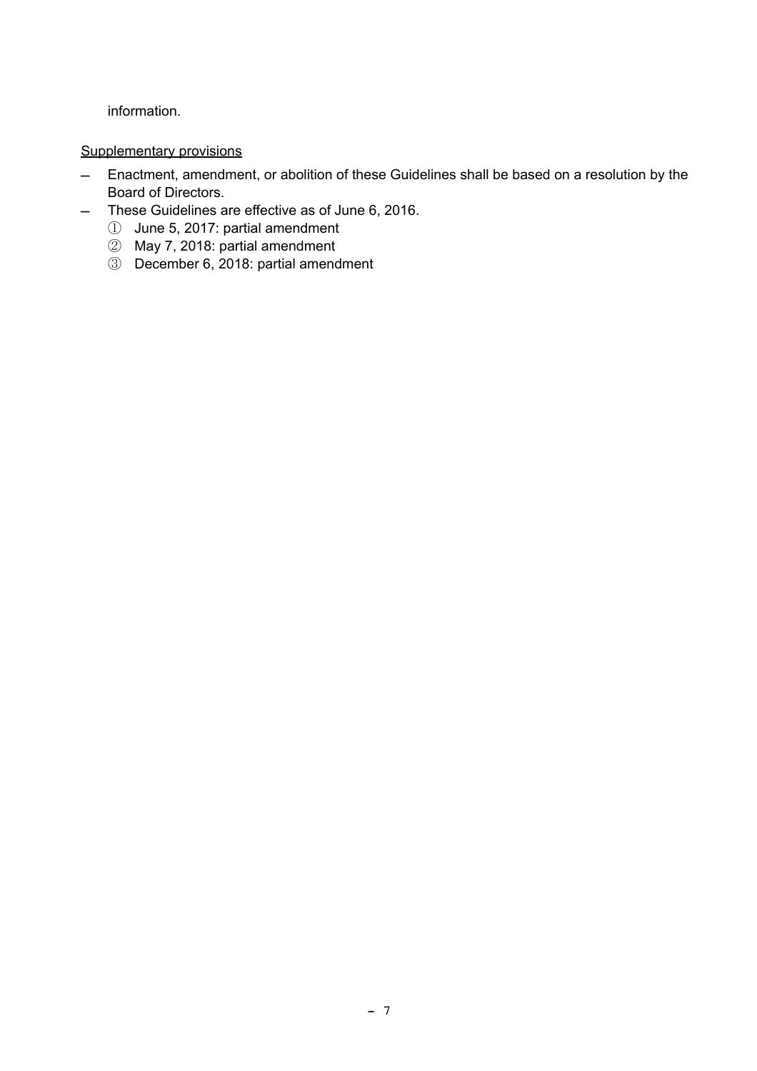information.

<u>Supplementary provisions</u>

- Enactment, amendment, or abolition of these Guidelines shall be based on a resolution by the Board of Directors.
- These Guidelines are effective as of June 6, 2016.
  ① June 5, 2017: partial amendment
  ② May 7, 2018: partial amendment
  ③ December 6, 2018: partial amendment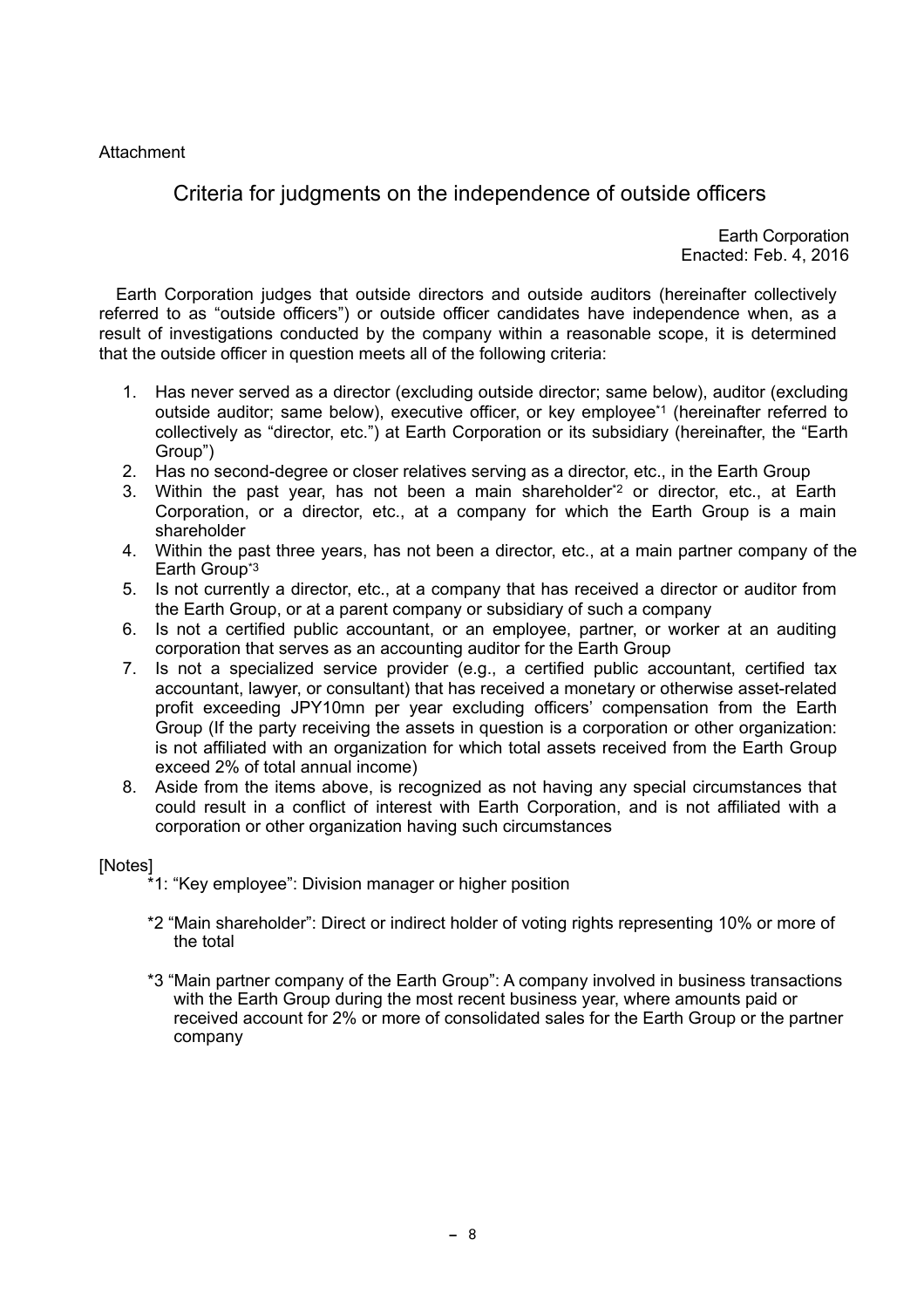Attachment

# Criteria for judgments on the independence of outside officers

Earth Corporation
Enacted: Feb. 4, 2016

Earth Corporation judges that outside directors and outside auditors (hereinafter collectively referred to as "outside officers") or outside officer candidates have independence when, as a result of investigations conducted by the company within a reasonable scope, it is determined that the outside officer in question meets all of the following criteria:

1. Has never served as a director (excluding outside director; same below), auditor (excluding outside auditor; same below), executive officer, or key employee[*1] (hereinafter referred to collectively as "director, etc.") at Earth Corporation or its subsidiary (hereinafter, the "Earth Group")
2. Has no second-degree or closer relatives serving as a director, etc., in the Earth Group
3. Within the past year, has not been a main shareholder[*2] or director, etc., at Earth Corporation, or a director, etc., at a company for which the Earth Group is a main shareholder
4. Within the past three years, has not been a director, etc., at a main partner company of the Earth Group[*3]
5. Is not currently a director, etc., at a company that has received a director or auditor from the Earth Group, or at a parent company or subsidiary of such a company
6. Is not a certified public accountant, or an employee, partner, or worker at an auditing corporation that serves as an accounting auditor for the Earth Group
7. Is not a specialized service provider (e.g., a certified public accountant, certified tax accountant, lawyer, or consultant) that has received a monetary or otherwise asset-related profit exceeding JPY10mn per year excluding officers' compensation from the Earth Group (If the party receiving the assets in question is a corporation or other organization: is not affiliated with an organization for which total assets received from the Earth Group exceed 2% of total annual income)
8. Aside from the items above, is recognized as not having any special circumstances that could result in a conflict of interest with Earth Corporation, and is not affiliated with a corporation or other organization having such circumstances

[Notes]

*1: "Key employee": Division manager or higher position

*2 "Main shareholder": Direct or indirect holder of voting rights representing 10% or more of the total

*3 "Main partner company of the Earth Group": A company involved in business transactions with the Earth Group during the most recent business year, where amounts paid or received account for 2% or more of consolidated sales for the Earth Group or the partner company